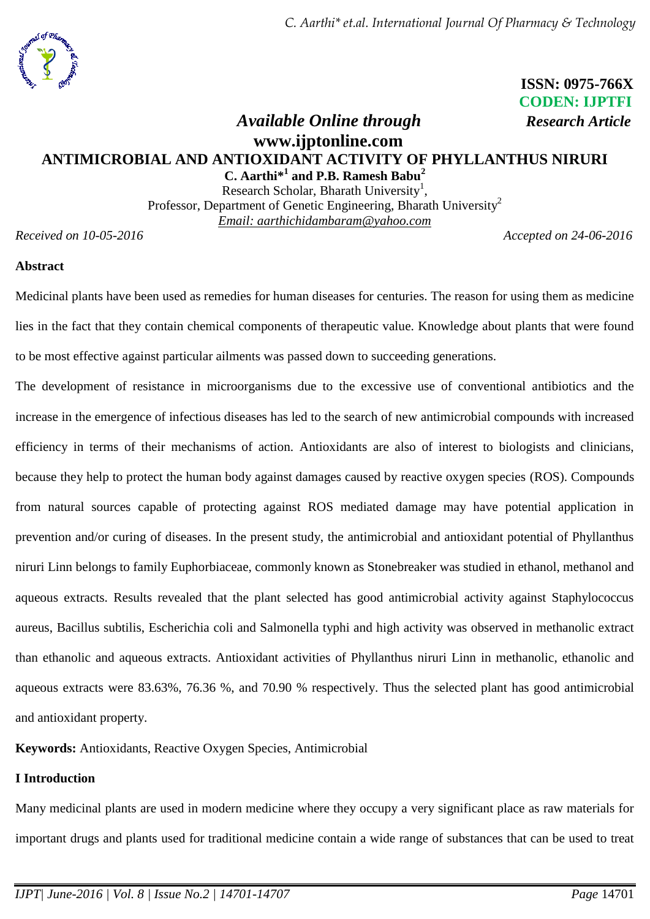ISSN: 0975-766X
CODEN: IJPTFI
*Research Article*

*Available Online through*
**www.ijptonline.com**

# ANTIMICROBIAL AND ANTIOXIDANT ACTIVITY OF PHYLLANTHUS NIRURI

**C. Aarthi*[1] and P.B. Ramesh Babu[2]**

Research Scholar, Bharath University[1],
Professor, Department of Genetic Engineering, Bharath University[2]
Email: aarthichidambaram@yahoo.com

*Received on 10-05-2016* *Accepted on 24-06-2016*

## Abstract

Medicinal plants have been used as remedies for human diseases for centuries. The reason for using them as medicine lies in the fact that they contain chemical components of therapeutic value. Knowledge about plants that were found to be most effective against particular ailments was passed down to succeeding generations.

The development of resistance in microorganisms due to the excessive use of conventional antibiotics and the increase in the emergence of infectious diseases has led to the search of new antimicrobial compounds with increased efficiency in terms of their mechanisms of action. Antioxidants are also of interest to biologists and clinicians, because they help to protect the human body against damages caused by reactive oxygen species (ROS). Compounds from natural sources capable of protecting against ROS mediated damage may have potential application in prevention and/or curing of diseases. In the present study, the antimicrobial and antioxidant potential of Phyllanthus niruri Linn belongs to family Euphorbiaceae, commonly known as Stonebreaker was studied in ethanol, methanol and aqueous extracts. Results revealed that the plant selected has good antimicrobial activity against Staphylococcus aureus, Bacillus subtilis, Escherichia coli and Salmonella typhi and high activity was observed in methanolic extract than ethanolic and aqueous extracts. Antioxidant activities of Phyllanthus niruri Linn in methanolic, ethanolic and aqueous extracts were 83.63%, 76.36 %, and 70.90 % respectively. Thus the selected plant has good antimicrobial and antioxidant property.

**Keywords:** Antioxidants, Reactive Oxygen Species, Antimicrobial

## I Introduction

Many medicinal plants are used in modern medicine where they occupy a very significant place as raw materials for important drugs and plants used for traditional medicine contain a wide range of substances that can be used to treat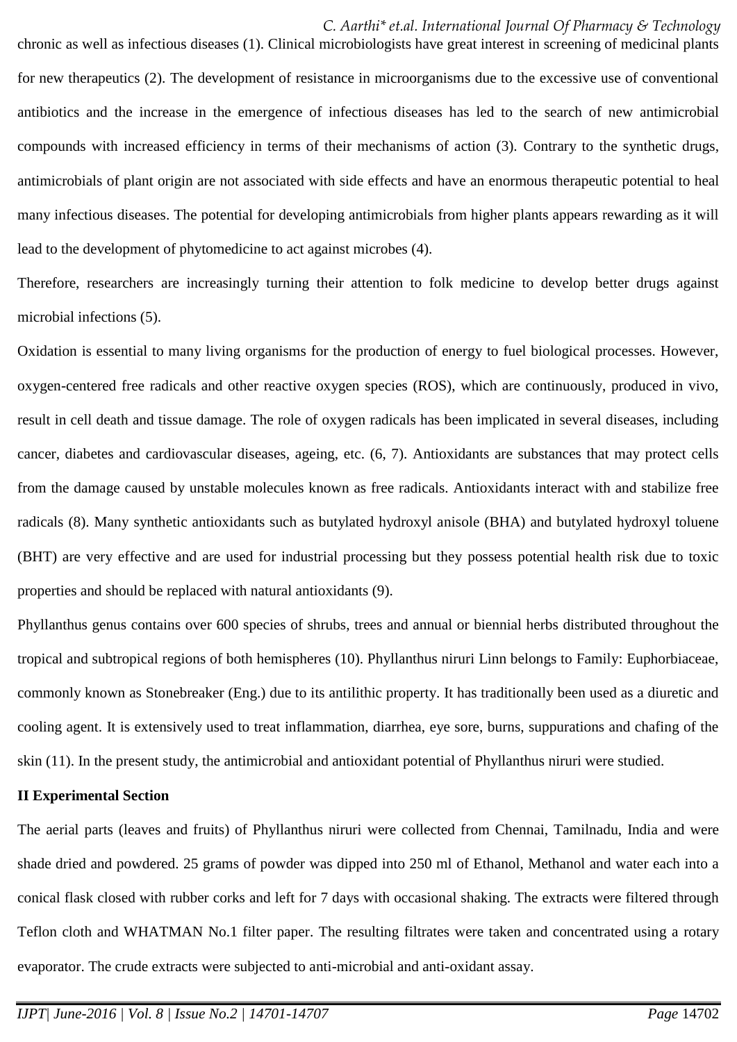chronic as well as infectious diseases (1). Clinical microbiologists have great interest in screening of medicinal plants for new therapeutics (2). The development of resistance in microorganisms due to the excessive use of conventional antibiotics and the increase in the emergence of infectious diseases has led to the search of new antimicrobial compounds with increased efficiency in terms of their mechanisms of action (3). Contrary to the synthetic drugs, antimicrobials of plant origin are not associated with side effects and have an enormous therapeutic potential to heal many infectious diseases. The potential for developing antimicrobials from higher plants appears rewarding as it will lead to the development of phytomedicine to act against microbes (4).

Therefore, researchers are increasingly turning their attention to folk medicine to develop better drugs against microbial infections (5).

Oxidation is essential to many living organisms for the production of energy to fuel biological processes. However, oxygen-centered free radicals and other reactive oxygen species (ROS), which are continuously, produced in vivo, result in cell death and tissue damage. The role of oxygen radicals has been implicated in several diseases, including cancer, diabetes and cardiovascular diseases, ageing, etc. (6, 7). Antioxidants are substances that may protect cells from the damage caused by unstable molecules known as free radicals. Antioxidants interact with and stabilize free radicals (8). Many synthetic antioxidants such as butylated hydroxyl anisole (BHA) and butylated hydroxyl toluene (BHT) are very effective and are used for industrial processing but they possess potential health risk due to toxic properties and should be replaced with natural antioxidants (9).

Phyllanthus genus contains over 600 species of shrubs, trees and annual or biennial herbs distributed throughout the tropical and subtropical regions of both hemispheres (10). Phyllanthus niruri Linn belongs to Family: Euphorbiaceae, commonly known as Stonebreaker (Eng.) due to its antilithic property. It has traditionally been used as a diuretic and cooling agent. It is extensively used to treat inflammation, diarrhea, eye sore, burns, suppurations and chafing of the skin (11). In the present study, the antimicrobial and antioxidant potential of Phyllanthus niruri were studied.

## II Experimental Section

The aerial parts (leaves and fruits) of Phyllanthus niruri were collected from Chennai, Tamilnadu, India and were shade dried and powdered. 25 grams of powder was dipped into 250 ml of Ethanol, Methanol and water each into a conical flask closed with rubber corks and left for 7 days with occasional shaking. The extracts were filtered through Teflon cloth and WHATMAN No.1 filter paper. The resulting filtrates were taken and concentrated using a rotary evaporator. The crude extracts were subjected to anti-microbial and anti-oxidant assay.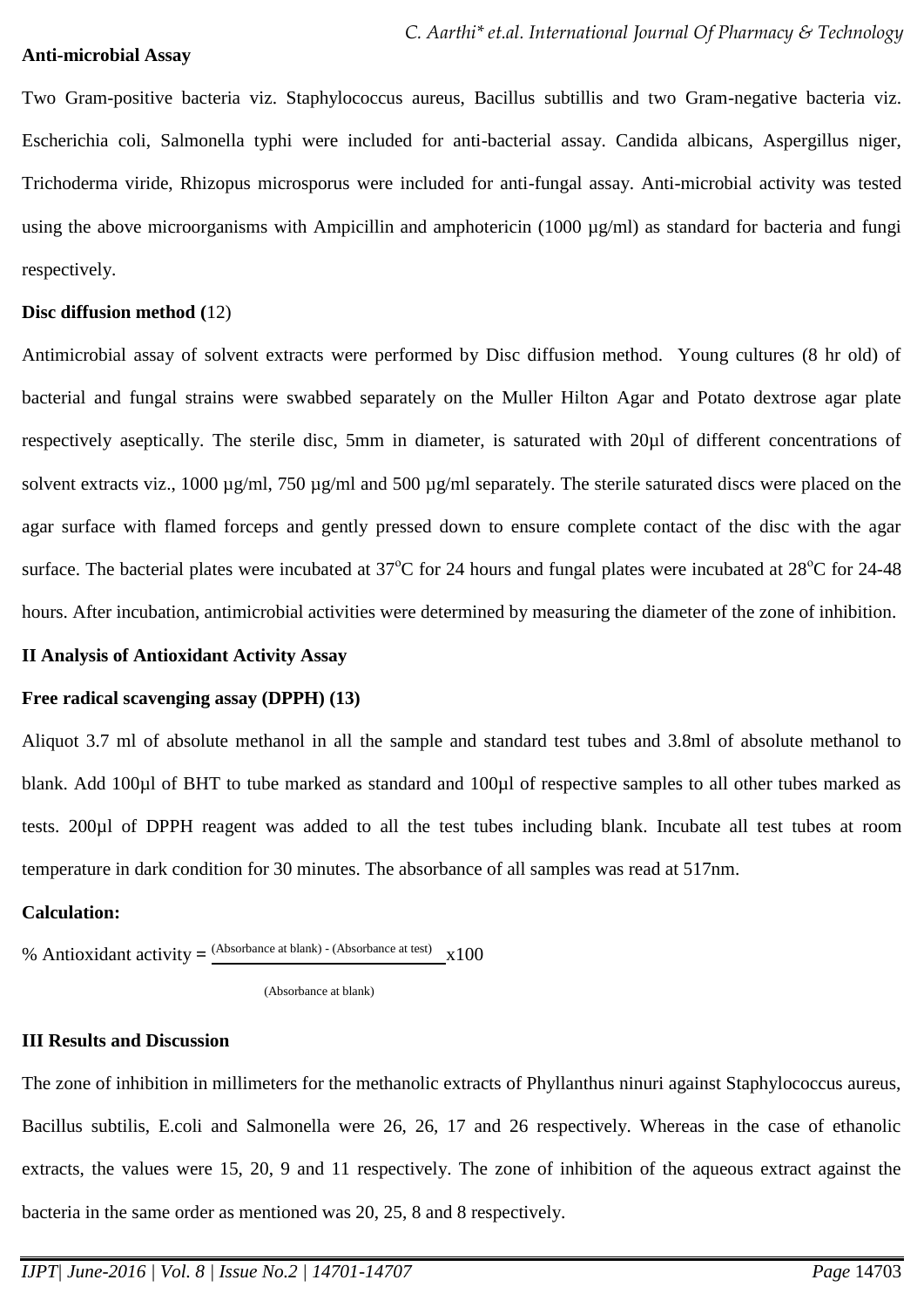**Anti-microbial Assay**

Two Gram-positive bacteria viz. Staphylococcus aureus, Bacillus subtillis and two Gram-negative bacteria viz. Escherichia coli, Salmonella typhi were included for anti-bacterial assay. Candida albicans, Aspergillus niger, Trichoderma viride, Rhizopus microsporus were included for anti-fungal assay. Anti-microbial activity was tested using the above microorganisms with Ampicillin and amphotericin (1000 µg/ml) as standard for bacteria and fungi respectively.

**Disc diffusion method (**12)

Antimicrobial assay of solvent extracts were performed by Disc diffusion method. Young cultures (8 hr old) of bacterial and fungal strains were swabbed separately on the Muller Hilton Agar and Potato dextrose agar plate respectively aseptically. The sterile disc, 5mm in diameter, is saturated with 20µl of different concentrations of solvent extracts viz., 1000 µg/ml, 750 µg/ml and 500 µg/ml separately. The sterile saturated discs were placed on the agar surface with flamed forceps and gently pressed down to ensure complete contact of the disc with the agar surface. The bacterial plates were incubated at 37$^{o}$C for 24 hours and fungal plates were incubated at 28$^{o}$C for 24-48 hours. After incubation, antimicrobial activities were determined by measuring the diameter of the zone of inhibition.

**II Analysis of Antioxidant Activity Assay**

**Free radical scavenging assay (DPPH) (13)**

Aliquot 3.7 ml of absolute methanol in all the sample and standard test tubes and 3.8ml of absolute methanol to blank. Add 100µl of BHT to tube marked as standard and 100µl of respective samples to all other tubes marked as tests. 200µl of DPPH reagent was added to all the test tubes including blank. Incubate all test tubes at room temperature in dark condition for 30 minutes. The absorbance of all samples was read at 517nm.

**Calculation:**

$$\% \text{ Antioxidant activity} = \frac{(\text{Absorbance at blank}) - (\text{Absorbance at test})}{(\text{Absorbance at blank})} \times 100$$

**III Results and Discussion**

The zone of inhibition in millimeters for the methanolic extracts of Phyllanthus ninuri against Staphylococcus aureus, Bacillus subtilis, E.coli and Salmonella were 26, 26, 17 and 26 respectively. Whereas in the case of ethanolic extracts, the values were 15, 20, 9 and 11 respectively. The zone of inhibition of the aqueous extract against the bacteria in the same order as mentioned was 20, 25, 8 and 8 respectively.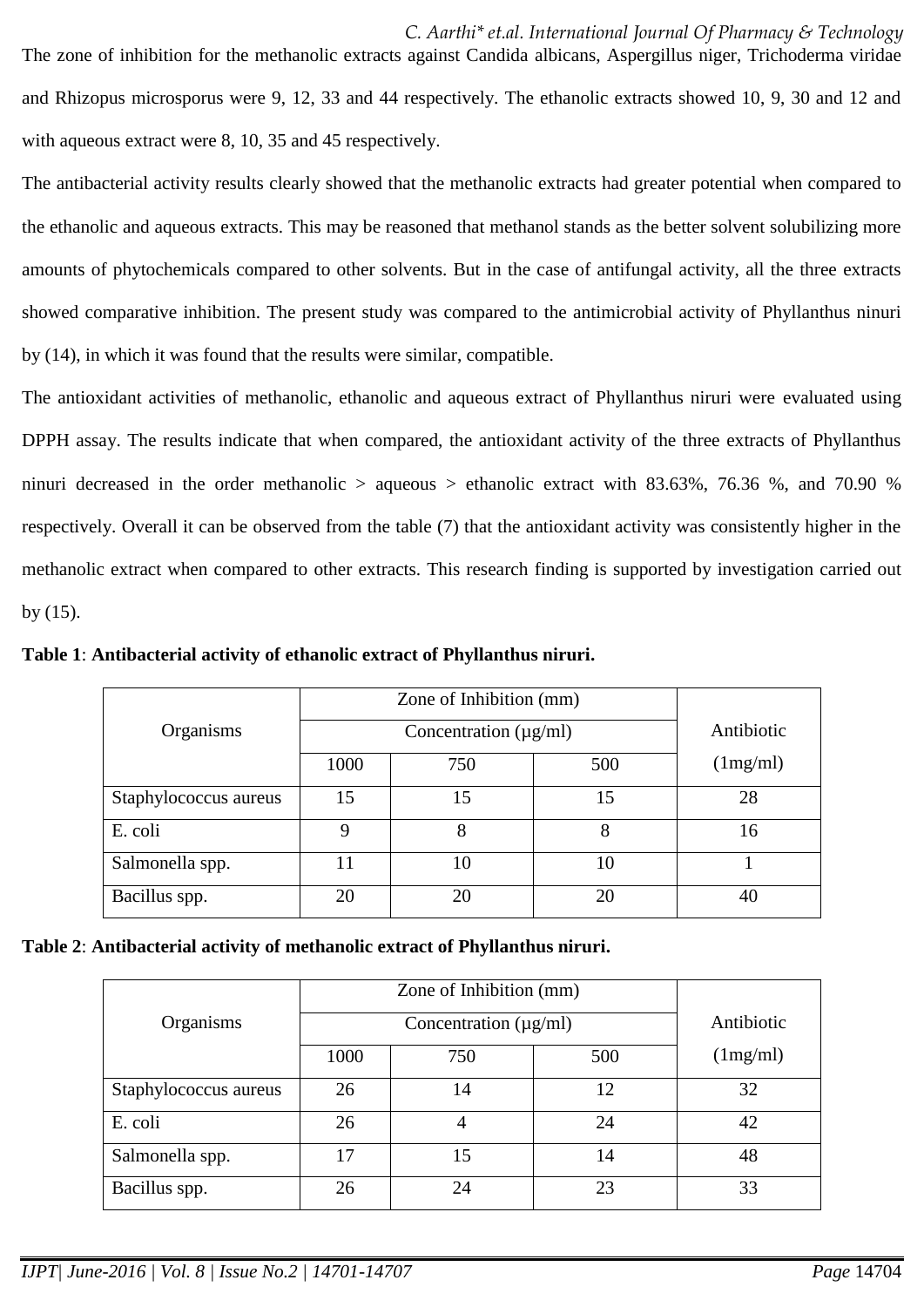The zone of inhibition for the methanolic extracts against Candida albicans, Aspergillus niger, Trichoderma viridae and Rhizopus microsporus were 9, 12, 33 and 44 respectively. The ethanolic extracts showed 10, 9, 30 and 12 and with aqueous extract were 8, 10, 35 and 45 respectively.

The antibacterial activity results clearly showed that the methanolic extracts had greater potential when compared to the ethanolic and aqueous extracts. This may be reasoned that methanol stands as the better solvent solubilizing more amounts of phytochemicals compared to other solvents. But in the case of antifungal activity, all the three extracts showed comparative inhibition. The present study was compared to the antimicrobial activity of Phyllanthus ninuri by (14), in which it was found that the results were similar, compatible.

The antioxidant activities of methanolic, ethanolic and aqueous extract of Phyllanthus niruri were evaluated using DPPH assay. The results indicate that when compared, the antioxidant activity of the three extracts of Phyllanthus ninuri decreased in the order methanolic > aqueous > ethanolic extract with 83.63%, 76.36 %, and 70.90 % respectively. Overall it can be observed from the table (7) that the antioxidant activity was consistently higher in the methanolic extract when compared to other extracts. This research finding is supported by investigation carried out by (15).

**Table 1**: **Antibacterial activity of ethanolic extract of Phyllanthus niruri.**

| Organisms | Zone of Inhibition (mm) Concentration (µg/ml) | | | Antibiotic (1mg/ml) |
|---|---|---|---|---|
| | 1000 | 750 | 500 | |
| Staphylococcus aureus | 15 | 15 | 15 | 28 |
| E. coli | 9 | 8 | 8 | 16 |
| Salmonella spp. | 11 | 10 | 10 | 1 |
| Bacillus spp. | 20 | 20 | 20 | 40 |

**Table 2**: **Antibacterial activity of methanolic extract of Phyllanthus niruri.**

| Organisms | Zone of Inhibition (mm) Concentration (µg/ml) | | | Antibiotic (1mg/ml) |
|---|---|---|---|---|
| | 1000 | 750 | 500 | |
| Staphylococcus aureus | 26 | 14 | 12 | 32 |
| E. coli | 26 | 4 | 24 | 42 |
| Salmonella spp. | 17 | 15 | 14 | 48 |
| Bacillus spp. | 26 | 24 | 23 | 33 |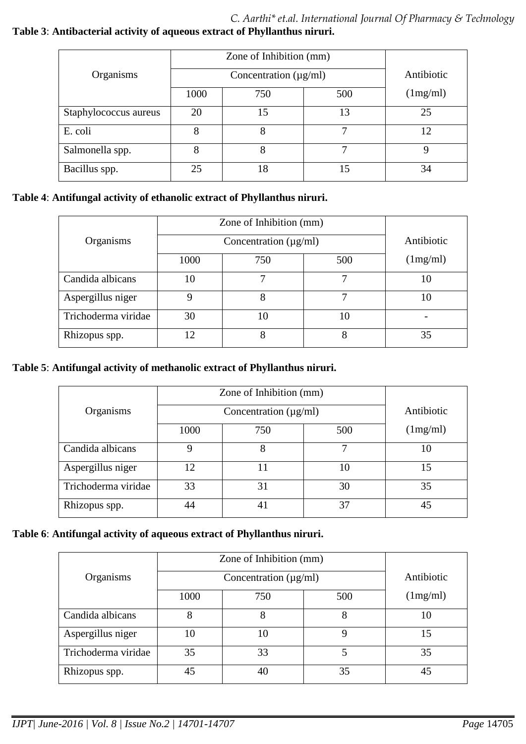**Table 3**: **Antibacterial activity of aqueous extract of Phyllanthus niruri.**

| Organisms | Zone of Inhibition (mm) Concentration (µg/ml) | | | Antibiotic (1mg/ml) |
|---|---|---|---|---|
| | 1000 | 750 | 500 | |
| Staphylococcus aureus | 20 | 15 | 13 | 25 |
| E. coli | 8 | 8 | 7 | 12 |
| Salmonella spp. | 8 | 8 | 7 | 9 |
| Bacillus spp. | 25 | 18 | 15 | 34 |

**Table 4**: **Antifungal activity of ethanolic extract of Phyllanthus niruri.**

| Organisms | Zone of Inhibition (mm) Concentration (µg/ml) | | | Antibiotic (1mg/ml) |
|---|---|---|---|---|
| | 1000 | 750 | 500 | |
| Candida albicans | 10 | 7 | 7 | 10 |
| Aspergillus niger | 9 | 8 | 7 | 10 |
| Trichoderma viridae | 30 | 10 | 10 | - |
| Rhizopus spp. | 12 | 8 | 8 | 35 |

**Table 5**: **Antifungal activity of methanolic extract of Phyllanthus niruri.**

| Organisms | Zone of Inhibition (mm) Concentration (µg/ml) | | | Antibiotic (1mg/ml) |
|---|---|---|---|---|
| | 1000 | 750 | 500 | |
| Candida albicans | 9 | 8 | 7 | 10 |
| Aspergillus niger | 12 | 11 | 10 | 15 |
| Trichoderma viridae | 33 | 31 | 30 | 35 |
| Rhizopus spp. | 44 | 41 | 37 | 45 |

**Table 6**: **Antifungal activity of aqueous extract of Phyllanthus niruri.**

| Organisms | Zone of Inhibition (mm) Concentration (µg/ml) | | | Antibiotic (1mg/ml) |
|---|---|---|---|---|
| | 1000 | 750 | 500 | |
| Candida albicans | 8 | 8 | 8 | 10 |
| Aspergillus niger | 10 | 10 | 9 | 15 |
| Trichoderma viridae | 35 | 33 | 5 | 35 |
| Rhizopus spp. | 45 | 40 | 35 | 45 |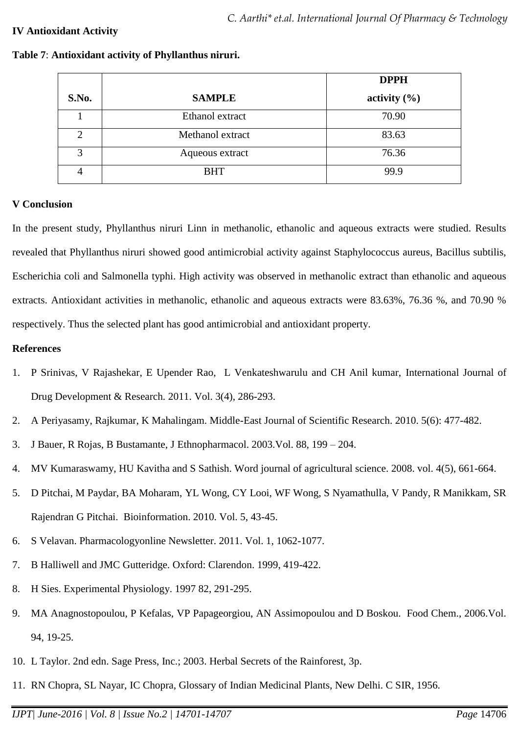## IV Antioxidant Activity

**Table 7**: **Antioxidant activity of Phyllanthus niruri.**

| S.No. | SAMPLE | DPPH activity (%) |
|---|---|---|
| 1 | Ethanol extract | 70.90 |
| 2 | Methanol extract | 83.63 |
| 3 | Aqueous extract | 76.36 |
| 4 | BHT | 99.9 |

## V Conclusion

In the present study, Phyllanthus niruri Linn in methanolic, ethanolic and aqueous extracts were studied. Results revealed that Phyllanthus niruri showed good antimicrobial activity against Staphylococcus aureus, Bacillus subtilis, Escherichia coli and Salmonella typhi. High activity was observed in methanolic extract than ethanolic and aqueous extracts. Antioxidant activities in methanolic, ethanolic and aqueous extracts were 83.63%, 76.36 %, and 70.90 % respectively. Thus the selected plant has good antimicrobial and antioxidant property.

## References

1. P Srinivas, V Rajashekar, E Upender Rao, L Venkateshwarulu and CH Anil kumar, International Journal of Drug Development & Research. 2011. Vol. 3(4), 286-293.
2. A Periyasamy, Rajkumar, K Mahalingam. Middle-East Journal of Scientific Research. 2010. 5(6): 477-482.
3. J Bauer, R Rojas, B Bustamante, J Ethnopharmacol. 2003.Vol. 88, 199 – 204.
4. MV Kumaraswamy, HU Kavitha and S Sathish. Word journal of agricultural science. 2008. vol. 4(5), 661-664.
5. D Pitchai, M Paydar, BA Moharam, YL Wong, CY Looi, WF Wong, S Nyamathulla, V Pandy, R Manikkam, SR Rajendran G Pitchai. Bioinformation. 2010. Vol. 5, 43-45.
6. S Velavan. Pharmacologyonline Newsletter. 2011. Vol. 1, 1062-1077.
7. B Halliwell and JMC Gutteridge. Oxford: Clarendon. 1999, 419-422.
8. H Sies. Experimental Physiology. 1997 82, 291-295.
9. MA Anagnostopoulou, P Kefalas, VP Papageorgiou, AN Assimopoulou and D Boskou. Food Chem., 2006.Vol. 94, 19-25.
10. L Taylor. 2nd edn. Sage Press, Inc.; 2003. Herbal Secrets of the Rainforest, 3p.
11. RN Chopra, SL Nayar, IC Chopra, Glossary of Indian Medicinal Plants, New Delhi. C SIR, 1956.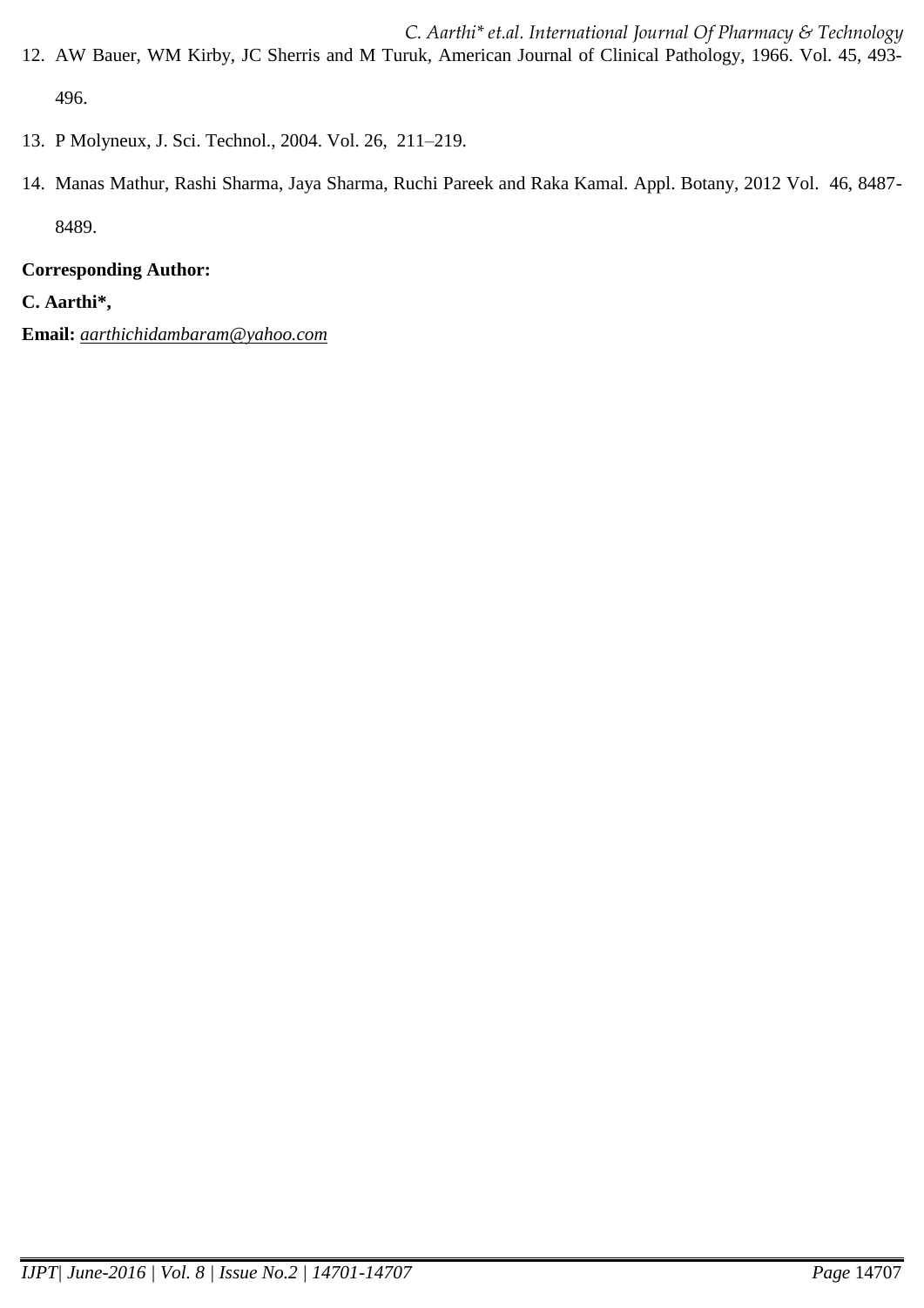12. AW Bauer, WM Kirby, JC Sherris and M Turuk, American Journal of Clinical Pathology, 1966. Vol. 45, 493-496.
13. P Molyneux, J. Sci. Technol., 2004. Vol. 26, 211–219.
14. Manas Mathur, Rashi Sharma, Jaya Sharma, Ruchi Pareek and Raka Kamal. Appl. Botany, 2012 Vol. 46, 8487-8489.

**Corresponding Author:**

**C. Aarthi*,**

**Email:** *aarthichidambaram@yahoo.com*